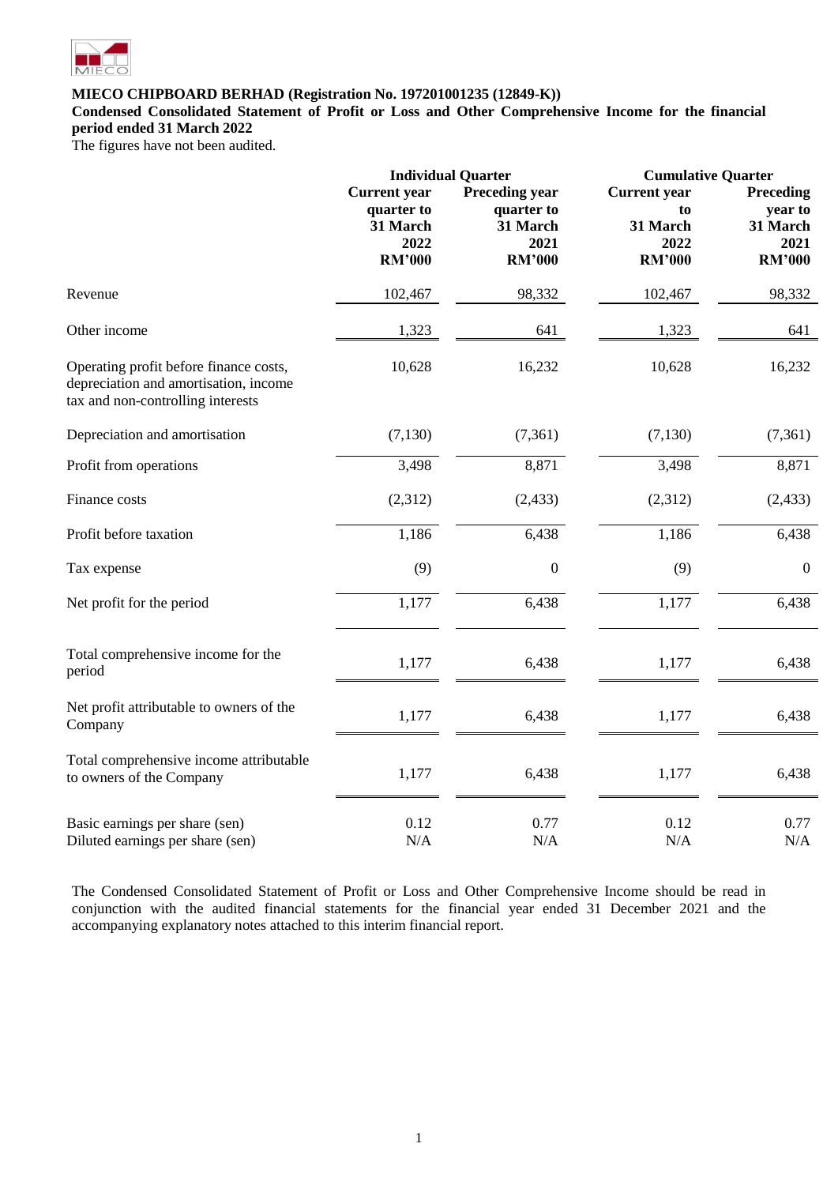**MIECO CHIPBOARD BERHAD (Registration No. 197201001235 (12849-K))**

**Condensed Consolidated Statement of Profit or Loss and Other Comprehensive Income for the financial period ended 31 March 2022**

The figures have not been audited.

| | Individual Quarter | | Cumulative Quarter | |
|---|---|---|---|---|
| | Current year quarter to 31 March 2022 RM'000 | Preceding year quarter to 31 March 2021 RM'000 | Current year to 31 March 2022 RM'000 | Preceding year to 31 March 2021 RM'000 |
| Revenue | 102,467 | 98,332 | 102,467 | 98,332 |
| Other income | 1,323 | 641 | 1,323 | 641 |
| Operating profit before finance costs, depreciation and amortisation, income tax and non-controlling interests | 10,628 | 16,232 | 10,628 | 16,232 |
| Depreciation and amortisation | (7,130) | (7,361) | (7,130) | (7,361) |
| Profit from operations | 3,498 | 8,871 | 3,498 | 8,871 |
| Finance costs | (2,312) | (2,433) | (2,312) | (2,433) |
| Profit before taxation | 1,186 | 6,438 | 1,186 | 6,438 |
| Tax expense | (9) | 0 | (9) | 0 |
| Net profit for the period | 1,177 | 6,438 | 1,177 | 6,438 |
| Total comprehensive income for the period | 1,177 | 6,438 | 1,177 | 6,438 |
| Net profit attributable to owners of the Company | 1,177 | 6,438 | 1,177 | 6,438 |
| Total comprehensive income attributable to owners of the Company | 1,177 | 6,438 | 1,177 | 6,438 |
| Basic earnings per share (sen) | 0.12 | 0.77 | 0.12 | 0.77 |
| Diluted earnings per share (sen) | N/A | N/A | N/A | N/A |

The Condensed Consolidated Statement of Profit or Loss and Other Comprehensive Income should be read in conjunction with the audited financial statements for the financial year ended 31 December 2021 and the accompanying explanatory notes attached to this interim financial report.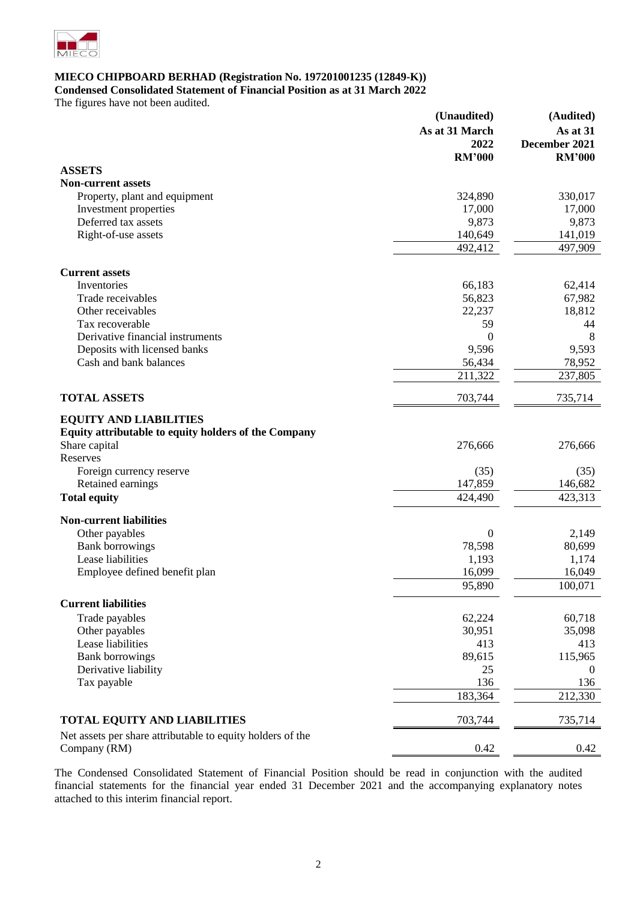**MIECO CHIPBOARD BERHAD (Registration No. 197201001235 (12849-K))**

**Condensed Consolidated Statement of Financial Position as at 31 March 2022**

The figures have not been audited.

| | (Unaudited) As at 31 March 2022 RM'000 | (Audited) As at 31 December 2021 RM'000 |
|---|---|---|
| **ASSETS** | | |
| **Non-current assets** | | |
| Property, plant and equipment | 324,890 | 330,017 |
| Investment properties | 17,000 | 17,000 |
| Deferred tax assets | 9,873 | 9,873 |
| Right-of-use assets | 140,649 | 141,019 |
| | 492,412 | 497,909 |
| **Current assets** | | |
| Inventories | 66,183 | 62,414 |
| Trade receivables | 56,823 | 67,982 |
| Other receivables | 22,237 | 18,812 |
| Tax recoverable | 59 | 44 |
| Derivative financial instruments | 0 | 8 |
| Deposits with licensed banks | 9,596 | 9,593 |
| Cash and bank balances | 56,434 | 78,952 |
| | 211,322 | 237,805 |
| **TOTAL ASSETS** | 703,744 | 735,714 |
| **EQUITY AND LIABILITIES** | | |
| **Equity attributable to equity holders of the Company** | | |
| Share capital | 276,666 | 276,666 |
| Reserves | | |
| Foreign currency reserve | (35) | (35) |
| Retained earnings | 147,859 | 146,682 |
| **Total equity** | 424,490 | 423,313 |
| **Non-current liabilities** | | |
| Other payables | 0 | 2,149 |
| Bank borrowings | 78,598 | 80,699 |
| Lease liabilities | 1,193 | 1,174 |
| Employee defined benefit plan | 16,099 | 16,049 |
| | 95,890 | 100,071 |
| **Current liabilities** | | |
| Trade payables | 62,224 | 60,718 |
| Other payables | 30,951 | 35,098 |
| Lease liabilities | 413 | 413 |
| Bank borrowings | 89,615 | 115,965 |
| Derivative liability | 25 | 0 |
| Tax payable | 136 | 136 |
| | 183,364 | 212,330 |
| **TOTAL EQUITY AND LIABILITIES** | 703,744 | 735,714 |
| Net assets per share attributable to equity holders of the Company (RM) | 0.42 | 0.42 |

The Condensed Consolidated Statement of Financial Position should be read in conjunction with the audited financial statements for the financial year ended 31 December 2021 and the accompanying explanatory notes attached to this interim financial report.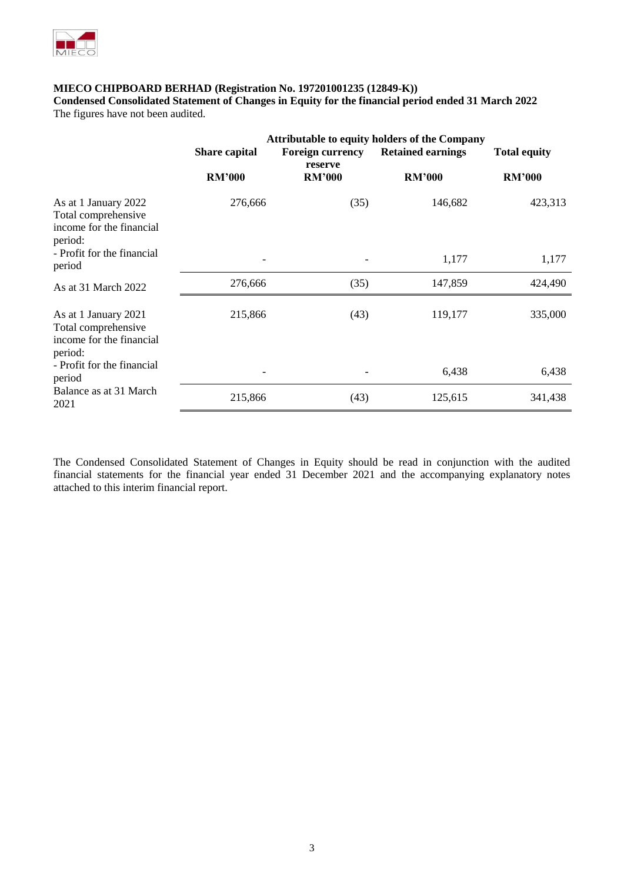**MIECO CHIPBOARD BERHAD (Registration No. 197201001235 (12849-K))**

**Condensed Consolidated Statement of Changes in Equity for the financial period ended 31 March 2022**

The figures have not been audited.

| | Attributable to equity holders of the Company | | | |
|---|---|---|---|---|
| | Share capital | Foreign currency reserve | Retained earnings | Total equity |
| | RM'000 | RM'000 | RM'000 | RM'000 |
| As at 1 January 2022 | 276,666 | (35) | 146,682 | 423,313 |
| Total comprehensive income for the financial period: | | | | |
| - Profit for the financial period | - | - | 1,177 | 1,177 |
| As at 31 March 2022 | 276,666 | (35) | 147,859 | 424,490 |
| As at 1 January 2021 | 215,866 | (43) | 119,177 | 335,000 |
| Total comprehensive income for the financial period: | | | | |
| - Profit for the financial period | - | - | 6,438 | 6,438 |
| Balance as at 31 March 2021 | 215,866 | (43) | 125,615 | 341,438 |

The Condensed Consolidated Statement of Changes in Equity should be read in conjunction with the audited financial statements for the financial year ended 31 December 2021 and the accompanying explanatory notes attached to this interim financial report.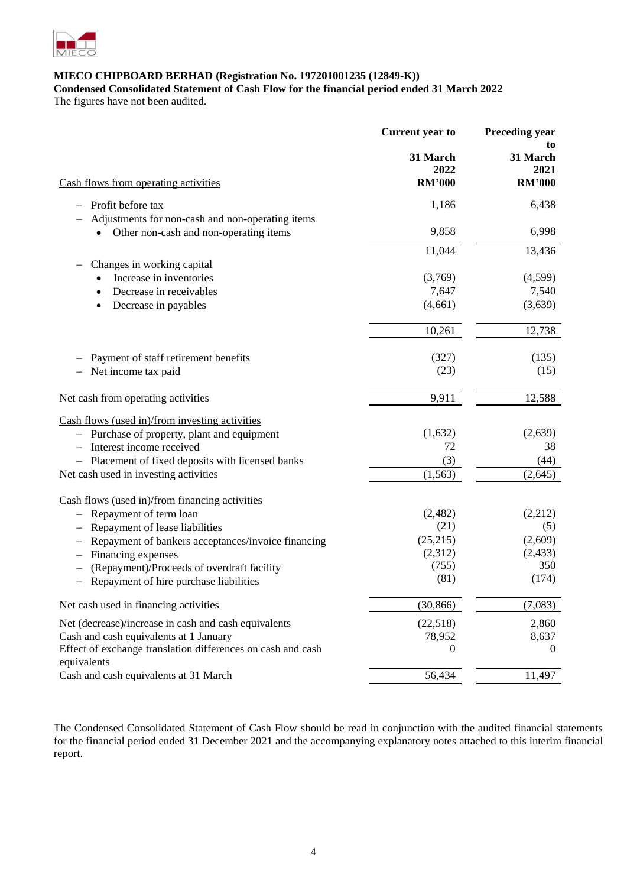**MIECO CHIPBOARD BERHAD (Registration No. 197201001235 (12849-K))**
**Condensed Consolidated Statement of Cash Flow for the financial period ended 31 March 2022**
The figures have not been audited.

| | Current year to 31 March 2022 RM'000 | Preceding year to 31 March 2021 RM'000 |
|---|---|---|
| Cash flows from operating activities | | |
| – Profit before tax | 1,186 | 6,438 |
| – Adjustments for non-cash and non-operating items | | |
| • Other non-cash and non-operating items | 9,858 | 6,998 |
| | 11,044 | 13,436 |
| – Changes in working capital | | |
| • Increase in inventories | (3,769) | (4,599) |
| • Decrease in receivables | 7,647 | 7,540 |
| • Decrease in payables | (4,661) | (3,639) |
| | 10,261 | 12,738 |
| – Payment of staff retirement benefits | (327) | (135) |
| – Net income tax paid | (23) | (15) |
| Net cash from operating activities | 9,911 | 12,588 |
| Cash flows (used in)/from investing activities | | |
| – Purchase of property, plant and equipment | (1,632) | (2,639) |
| – Interest income received | 72 | 38 |
| – Placement of fixed deposits with licensed banks | (3) | (44) |
| Net cash used in investing activities | (1,563) | (2,645) |
| Cash flows (used in)/from financing activities | | |
| – Repayment of term loan | (2,482) | (2,212) |
| – Repayment of lease liabilities | (21) | (5) |
| – Repayment of bankers acceptances/invoice financing | (25,215) | (2,609) |
| – Financing expenses | (2,312) | (2,433) |
| – (Repayment)/Proceeds of overdraft facility | (755) | 350 |
| – Repayment of hire purchase liabilities | (81) | (174) |
| Net cash used in financing activities | (30,866) | (7,083) |
| Net (decrease)/increase in cash and cash equivalents | (22,518) | 2,860 |
| Cash and cash equivalents at 1 January | 78,952 | 8,637 |
| Effect of exchange translation differences on cash and cash equivalents | 0 | 0 |
| Cash and cash equivalents at 31 March | 56,434 | 11,497 |

The Condensed Consolidated Statement of Cash Flow should be read in conjunction with the audited financial statements for the financial period ended 31 December 2021 and the accompanying explanatory notes attached to this interim financial report.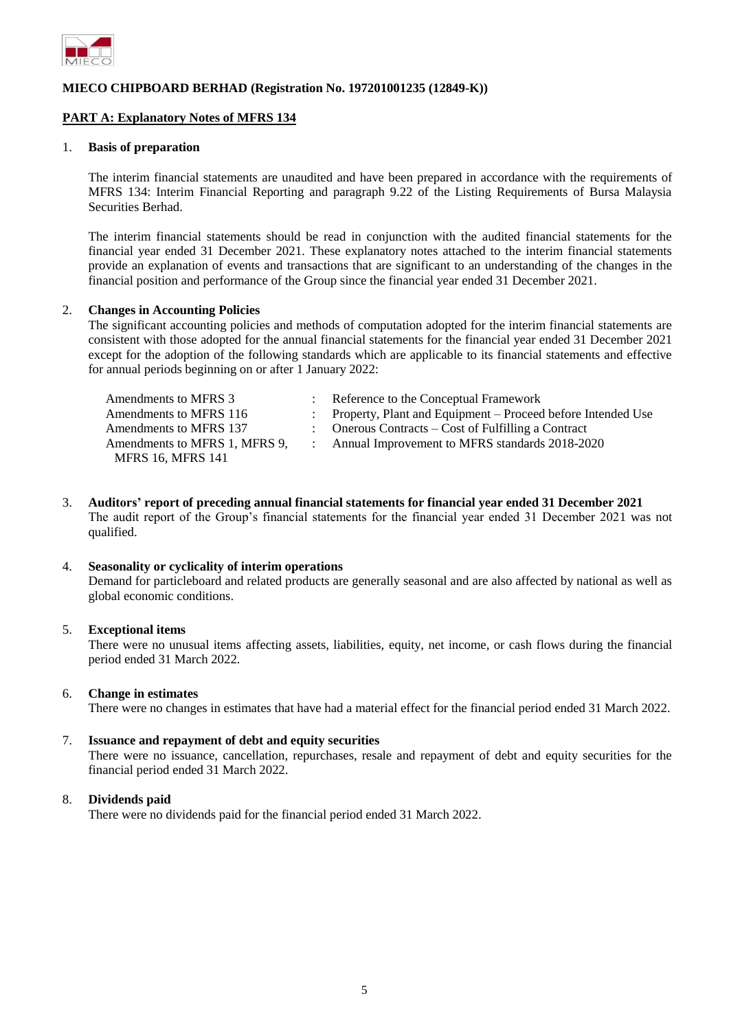**MIECO CHIPBOARD BERHAD (Registration No. 197201001235 (12849-K))**

**PART A: Explanatory Notes of MFRS 134**

1. **Basis of preparation**

   The interim financial statements are unaudited and have been prepared in accordance with the requirements of MFRS 134: Interim Financial Reporting and paragraph 9.22 of the Listing Requirements of Bursa Malaysia Securities Berhad.

   The interim financial statements should be read in conjunction with the audited financial statements for the financial year ended 31 December 2021. These explanatory notes attached to the interim financial statements provide an explanation of events and transactions that are significant to an understanding of the changes in the financial position and performance of the Group since the financial year ended 31 December 2021.

2. **Changes in Accounting Policies**

   The significant accounting policies and methods of computation adopted for the interim financial statements are consistent with those adopted for the annual financial statements for the financial year ended 31 December 2021 except for the adoption of the following standards which are applicable to its financial statements and effective for annual periods beginning on or after 1 January 2022:

| | | |
|---|---|---|
| Amendments to MFRS 3 | : | Reference to the Conceptual Framework |
| Amendments to MFRS 116 | : | Property, Plant and Equipment – Proceed before Intended Use |
| Amendments to MFRS 137 | : | Onerous Contracts – Cost of Fulfilling a Contract |
| Amendments to MFRS 1, MFRS 9, MFRS 16, MFRS 141 | : | Annual Improvement to MFRS standards 2018-2020 |

3. **Auditors' report of preceding annual financial statements for financial year ended 31 December 2021**

   The audit report of the Group's financial statements for the financial year ended 31 December 2021 was not qualified.

4. **Seasonality or cyclicality of interim operations**

   Demand for particleboard and related products are generally seasonal and are also affected by national as well as global economic conditions.

5. **Exceptional items**

   There were no unusual items affecting assets, liabilities, equity, net income, or cash flows during the financial period ended 31 March 2022.

6. **Change in estimates**

   There were no changes in estimates that have had a material effect for the financial period ended 31 March 2022.

7. **Issuance and repayment of debt and equity securities**

   There were no issuance, cancellation, repurchases, resale and repayment of debt and equity securities for the financial period ended 31 March 2022.

8. **Dividends paid**

   There were no dividends paid for the financial period ended 31 March 2022.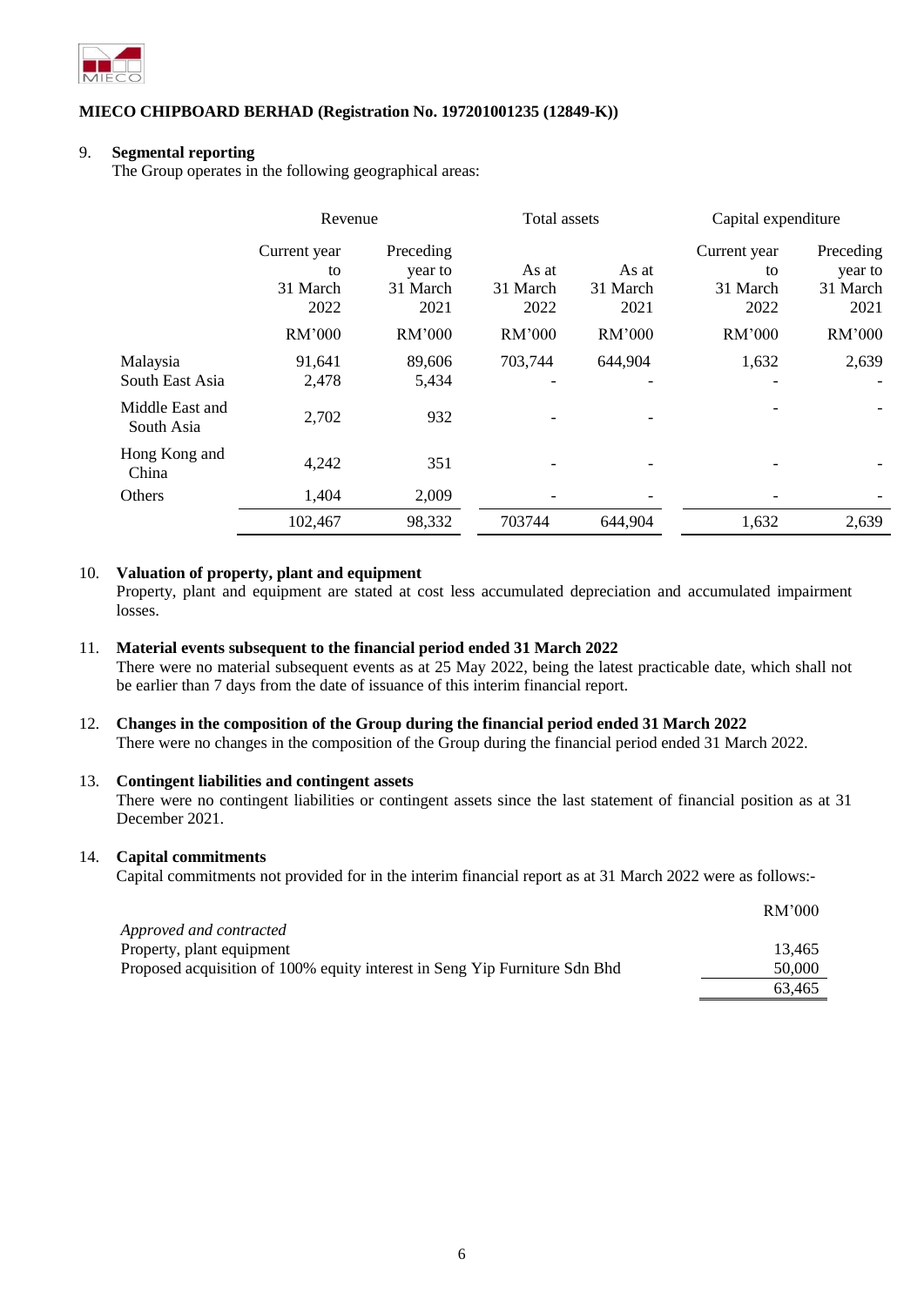**MIECO CHIPBOARD BERHAD (Registration No. 197201001235 (12849-K))**

9. **Segmental reporting**

The Group operates in the following geographical areas:

| | Revenue | | Total assets | | Capital expenditure | |
|---|---|---|---|---|---|---|
| | Current year to 31 March 2022 | Preceding year to 31 March 2021 | As at 31 March 2022 | As at 31 March 2021 | Current year to 31 March 2022 | Preceding year to 31 March 2021 |
| | RM'000 | RM'000 | RM'000 | RM'000 | RM'000 | RM'000 |
| Malaysia | 91,641 | 89,606 | 703,744 | 644,904 | 1,632 | 2,639 |
| South East Asia | 2,478 | 5,434 | - | - | - | - |
| Middle East and South Asia | 2,702 | 932 | - | - | - | - |
| Hong Kong and China | 4,242 | 351 | - | - | - | - |
| Others | 1,404 | 2,009 | - | - | - | - |
| | 102,467 | 98,332 | 703744 | 644,904 | 1,632 | 2,639 |

10. **Valuation of property, plant and equipment**

Property, plant and equipment are stated at cost less accumulated depreciation and accumulated impairment losses.

11. **Material events subsequent to the financial period ended 31 March 2022**

There were no material subsequent events as at 25 May 2022, being the latest practicable date, which shall not be earlier than 7 days from the date of issuance of this interim financial report.

12. **Changes in the composition of the Group during the financial period ended 31 March 2022**

There were no changes in the composition of the Group during the financial period ended 31 March 2022.

13. **Contingent liabilities and contingent assets**

There were no contingent liabilities or contingent assets since the last statement of financial position as at 31 December 2021.

14. **Capital commitments**

Capital commitments not provided for in the interim financial report as at 31 March 2022 were as follows:-

| | RM'000 |
|---|---|
| *Approved and contracted* | |
| Property, plant equipment | 13,465 |
| Proposed acquisition of 100% equity interest in Seng Yip Furniture Sdn Bhd | 50,000 |
| | 63,465 |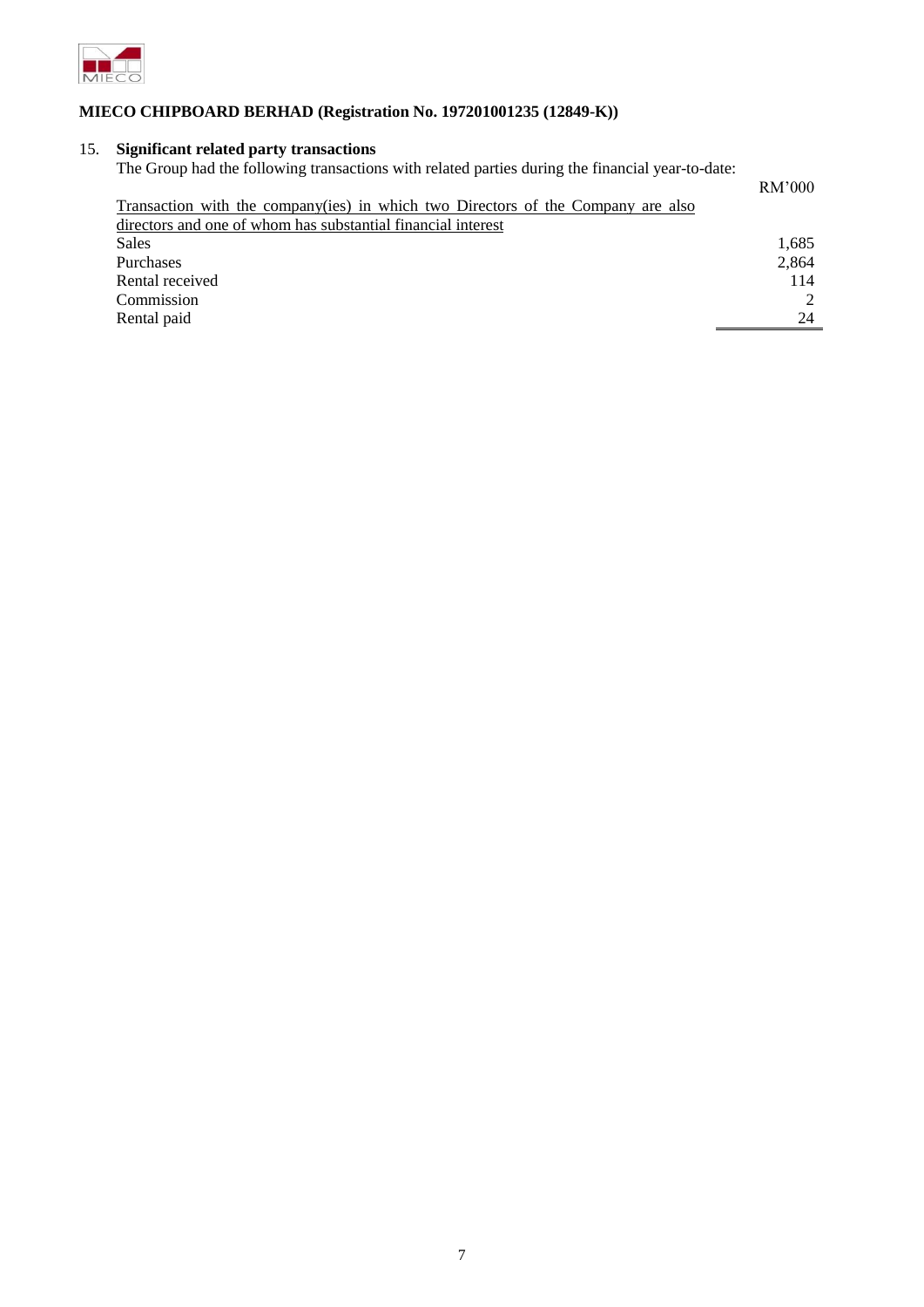**MIECO CHIPBOARD BERHAD (Registration No. 197201001235 (12849-K))**

15. **Significant related party transactions**

The Group had the following transactions with related parties during the financial year-to-date:

| | RM'000 |
|---|---|
| Transaction with the company(ies) in which two Directors of the Company are also directors and one of whom has substantial financial interest | |
| Sales | 1,685 |
| Purchases | 2,864 |
| Rental received | 114 |
| Commission | 2 |
| Rental paid | 24 |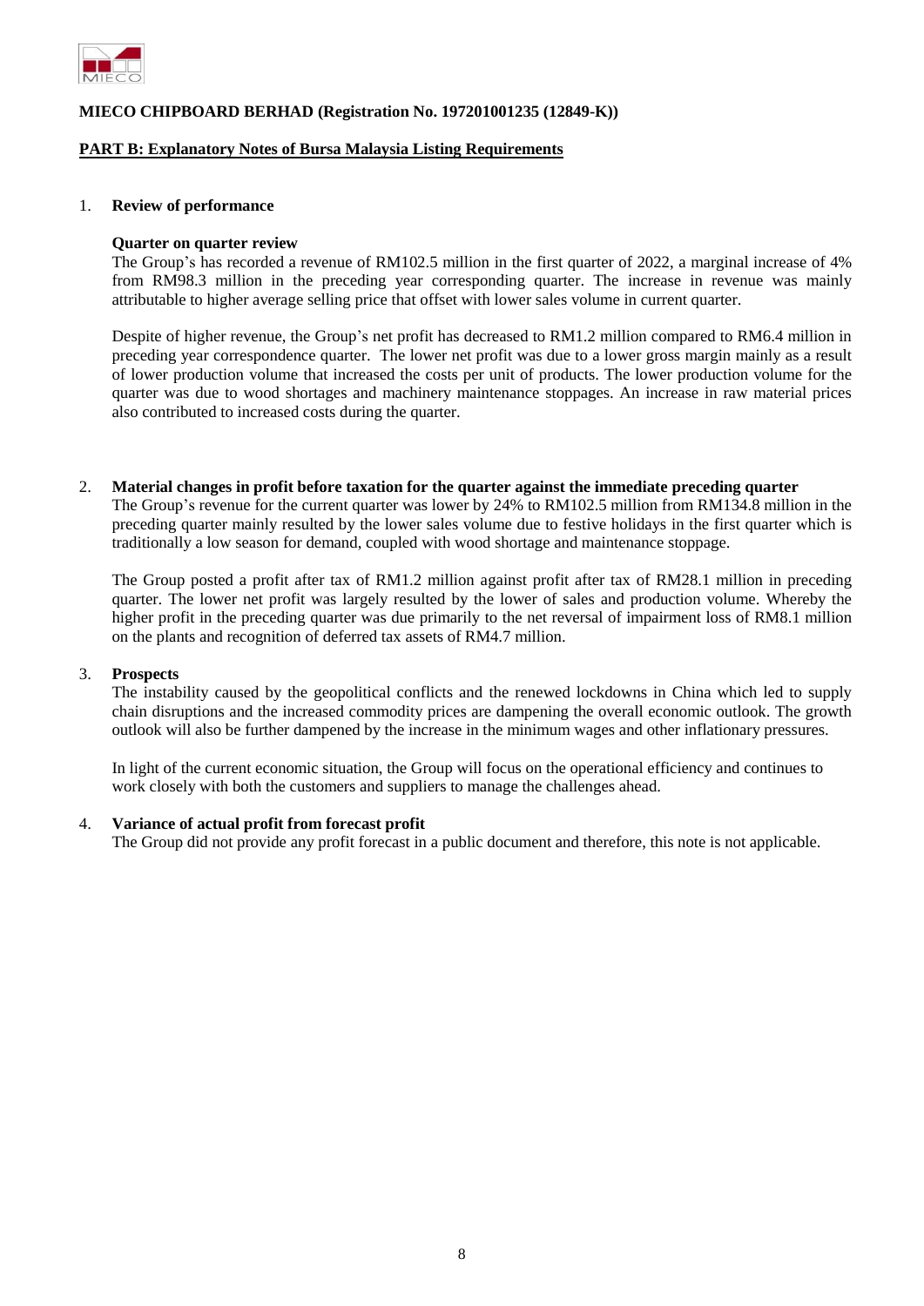**MIECO CHIPBOARD BERHAD (Registration No. 197201001235 (12849-K))**

**PART B: Explanatory Notes of Bursa Malaysia Listing Requirements**

1. **Review of performance**

**Quarter on quarter review**

The Group's has recorded a revenue of RM102.5 million in the first quarter of 2022, a marginal increase of 4% from RM98.3 million in the preceding year corresponding quarter. The increase in revenue was mainly attributable to higher average selling price that offset with lower sales volume in current quarter.

Despite of higher revenue, the Group's net profit has decreased to RM1.2 million compared to RM6.4 million in preceding year correspondence quarter. The lower net profit was due to a lower gross margin mainly as a result of lower production volume that increased the costs per unit of products. The lower production volume for the quarter was due to wood shortages and machinery maintenance stoppages. An increase in raw material prices also contributed to increased costs during the quarter.

2. **Material changes in profit before taxation for the quarter against the immediate preceding quarter**

The Group's revenue for the current quarter was lower by 24% to RM102.5 million from RM134.8 million in the preceding quarter mainly resulted by the lower sales volume due to festive holidays in the first quarter which is traditionally a low season for demand, coupled with wood shortage and maintenance stoppage.

The Group posted a profit after tax of RM1.2 million against profit after tax of RM28.1 million in preceding quarter. The lower net profit was largely resulted by the lower of sales and production volume. Whereby the higher profit in the preceding quarter was due primarily to the net reversal of impairment loss of RM8.1 million on the plants and recognition of deferred tax assets of RM4.7 million.

3. **Prospects**

The instability caused by the geopolitical conflicts and the renewed lockdowns in China which led to supply chain disruptions and the increased commodity prices are dampening the overall economic outlook. The growth outlook will also be further dampened by the increase in the minimum wages and other inflationary pressures.

In light of the current economic situation, the Group will focus on the operational efficiency and continues to work closely with both the customers and suppliers to manage the challenges ahead.

4. **Variance of actual profit from forecast profit**

The Group did not provide any profit forecast in a public document and therefore, this note is not applicable.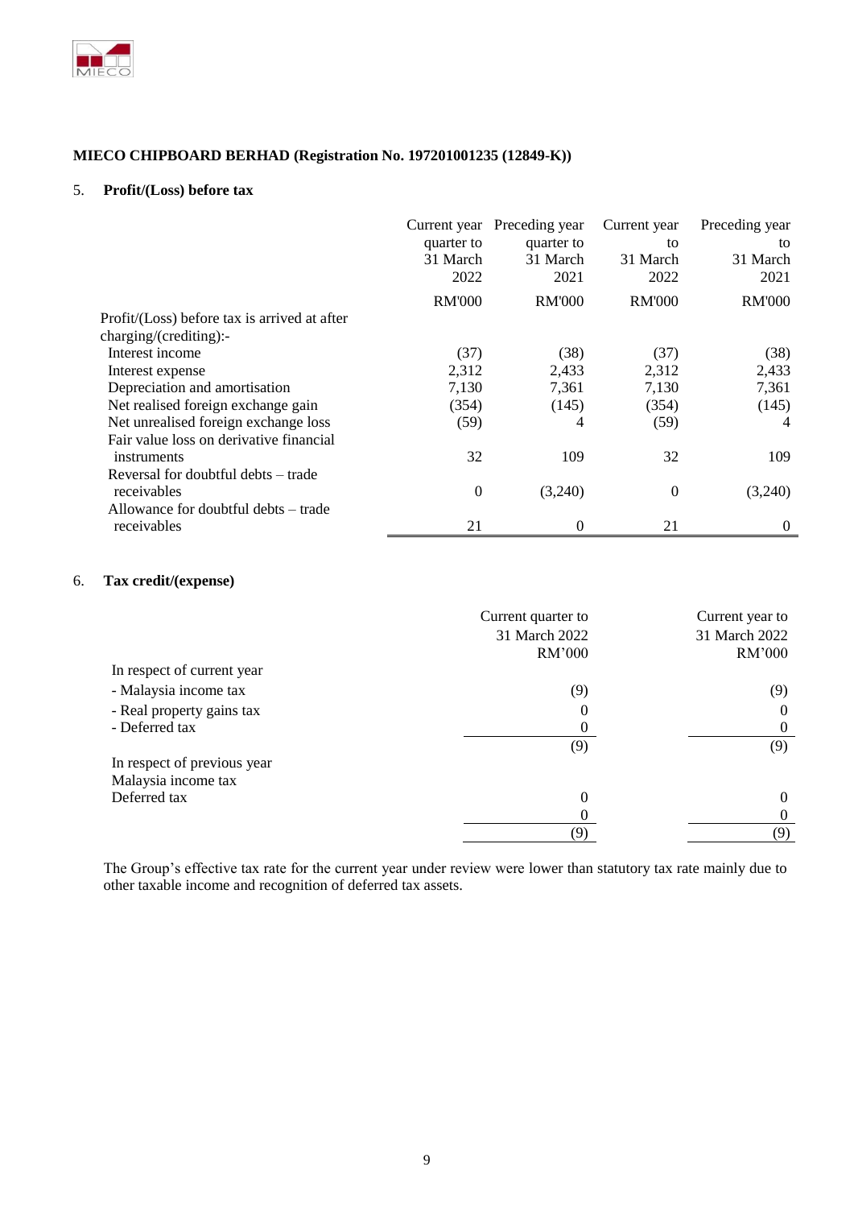**MIECO CHIPBOARD BERHAD (Registration No. 197201001235 (12849-K))**

## 5. Profit/(Loss) before tax

| | Current year quarter to 31 March 2022 | Preceding year quarter to 31 March 2021 | Current year to 31 March 2022 | Preceding year to 31 March 2021 |
|---|---|---|---|---|
| | RM'000 | RM'000 | RM'000 | RM'000 |
| Profit/(Loss) before tax is arrived at after charging/(crediting):- | | | | |
| Interest income | (37) | (38) | (37) | (38) |
| Interest expense | 2,312 | 2,433 | 2,312 | 2,433 |
| Depreciation and amortisation | 7,130 | 7,361 | 7,130 | 7,361 |
| Net realised foreign exchange gain | (354) | (145) | (354) | (145) |
| Net unrealised foreign exchange loss | (59) | 4 | (59) | 4 |
| Fair value loss on derivative financial instruments | 32 | 109 | 32 | 109 |
| Reversal for doubtful debts – trade receivables | 0 | (3,240) | 0 | (3,240) |
| Allowance for doubtful debts – trade receivables | 21 | 0 | 21 | 0 |

## 6. Tax credit/(expense)

| | Current quarter to 31 March 2022 | Current year to 31 March 2022 |
|---|---|---|
| | RM'000 | RM'000 |
| In respect of current year | | |
| - Malaysia income tax | (9) | (9) |
| - Real property gains tax | 0 | 0 |
| - Deferred tax | 0 | 0 |
| | (9) | (9) |
| In respect of previous year | | |
| Malaysia income tax | | |
| Deferred tax | 0 | 0 |
| | 0 | 0 |
| | (9) | (9) |

The Group's effective tax rate for the current year under review were lower than statutory tax rate mainly due to other taxable income and recognition of deferred tax assets.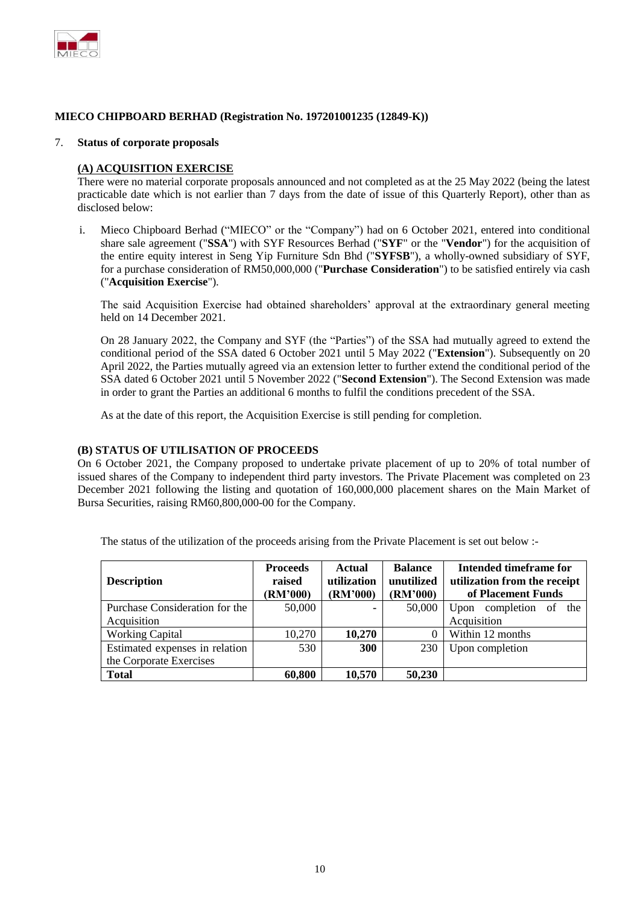**MIECO CHIPBOARD BERHAD (Registration No. 197201001235 (12849-K))**

7. **Status of corporate proposals**

**(A) ACQUISITION EXERCISE**

There were no material corporate proposals announced and not completed as at the 25 May 2022 (being the latest practicable date which is not earlier than 7 days from the date of issue of this Quarterly Report), other than as disclosed below:

i. Mieco Chipboard Berhad ("MIECO" or the "Company") had on 6 October 2021, entered into conditional share sale agreement ("**SSA**") with SYF Resources Berhad ("**SYF**" or the "**Vendor**") for the acquisition of the entire equity interest in Seng Yip Furniture Sdn Bhd ("**SYFSB**"), a wholly-owned subsidiary of SYF, for a purchase consideration of RM50,000,000 ("**Purchase Consideration**") to be satisfied entirely via cash ("**Acquisition Exercise**").

   The said Acquisition Exercise had obtained shareholders' approval at the extraordinary general meeting held on 14 December 2021.

   On 28 January 2022, the Company and SYF (the "Parties") of the SSA had mutually agreed to extend the conditional period of the SSA dated 6 October 2021 until 5 May 2022 ("**Extension**"). Subsequently on 20 April 2022, the Parties mutually agreed via an extension letter to further extend the conditional period of the SSA dated 6 October 2021 until 5 November 2022 ("**Second Extension**"). The Second Extension was made in order to grant the Parties an additional 6 months to fulfil the conditions precedent of the SSA.

   As at the date of this report, the Acquisition Exercise is still pending for completion.

**(B) STATUS OF UTILISATION OF PROCEEDS**

On 6 October 2021, the Company proposed to undertake private placement of up to 20% of total number of issued shares of the Company to independent third party investors. The Private Placement was completed on 23 December 2021 following the listing and quotation of 160,000,000 placement shares on the Main Market of Bursa Securities, raising RM60,800,000-00 for the Company.

The status of the utilization of the proceeds arising from the Private Placement is set out below :-

| Description | Proceeds raised (RM'000) | Actual utilization (RM'000) | Balance unutilized (RM'000) | Intended timeframe for utilization from the receipt of Placement Funds |
|---|---|---|---|---|
| Purchase Consideration for the Acquisition | 50,000 | - | 50,000 | Upon completion of the Acquisition |
| Working Capital | 10,270 | **10,270** | 0 | Within 12 months |
| Estimated expenses in relation the Corporate Exercises | 530 | **300** | 230 | Upon completion |
| **Total** | **60,800** | **10,570** | **50,230** | |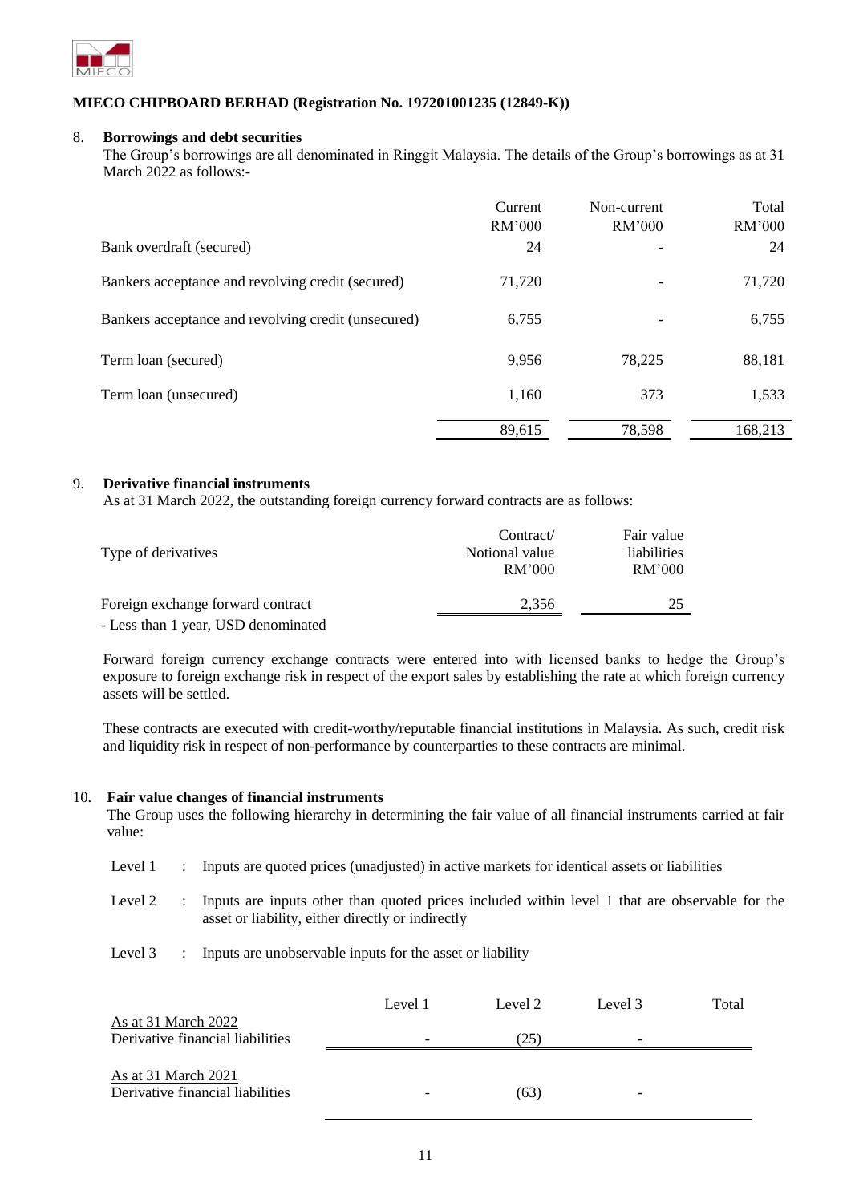**MIECO CHIPBOARD BERHAD (Registration No. 197201001235 (12849-K))**

8. **Borrowings and debt securities**

The Group's borrowings are all denominated in Ringgit Malaysia. The details of the Group's borrowings as at 31 March 2022 as follows:-

| | Current RM'000 | Non-current RM'000 | Total RM'000 |
|---|---|---|---|
| Bank overdraft (secured) | 24 | - | 24 |
| Bankers acceptance and revolving credit (secured) | 71,720 | - | 71,720 |
| Bankers acceptance and revolving credit (unsecured) | 6,755 | - | 6,755 |
| Term loan (secured) | 9,956 | 78,225 | 88,181 |
| Term loan (unsecured) | 1,160 | 373 | 1,533 |
| | 89,615 | 78,598 | 168,213 |

9. **Derivative financial instruments**

As at 31 March 2022, the outstanding foreign currency forward contracts are as follows:

| Type of derivatives | Contract/ Notional value RM'000 | Fair value liabilities RM'000 |
|---|---|---|
| Foreign exchange forward contract - Less than 1 year, USD denominated | 2,356 | 25 |

Forward foreign currency exchange contracts were entered into with licensed banks to hedge the Group's exposure to foreign exchange risk in respect of the export sales by establishing the rate at which foreign currency assets will be settled.

These contracts are executed with credit-worthy/reputable financial institutions in Malaysia. As such, credit risk and liquidity risk in respect of non-performance by counterparties to these contracts are minimal.

10. **Fair value changes of financial instruments**

The Group uses the following hierarchy in determining the fair value of all financial instruments carried at fair value:

Level 1 : Inputs are quoted prices (unadjusted) in active markets for identical assets or liabilities

Level 2 : Inputs are inputs other than quoted prices included within level 1 that are observable for the asset or liability, either directly or indirectly

Level 3 : Inputs are unobservable inputs for the asset or liability

| | Level 1 | Level 2 | Level 3 | Total |
|---|---|---|---|---|
| As at 31 March 2022 | | | | |
| Derivative financial liabilities | - | (25) | - | |
| As at 31 March 2021 | | | | |
| Derivative financial liabilities | - | (63) | - | |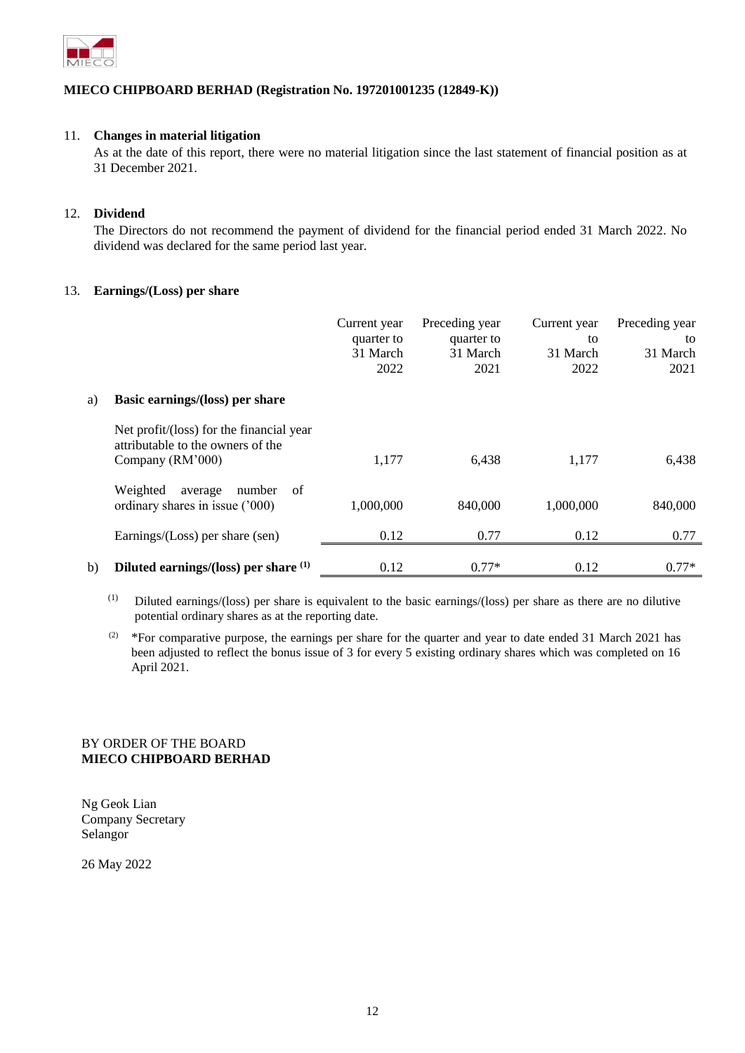**MIECO CHIPBOARD BERHAD (Registration No. 197201001235 (12849-K))**

11. **Changes in material litigation**

As at the date of this report, there were no material litigation since the last statement of financial position as at 31 December 2021.

12. **Dividend**

The Directors do not recommend the payment of dividend for the financial period ended 31 March 2022. No dividend was declared for the same period last year.

13. **Earnings/(Loss) per share**

| | | Current year quarter to 31 March 2022 | Preceding year quarter to 31 March 2021 | Current year to 31 March 2022 | Preceding year to 31 March 2021 |
|---|---|---|---|---|---|
| a) | **Basic earnings/(loss) per share** | | | | |
| | Net profit/(loss) for the financial year attributable to the owners of the Company (RM'000) | 1,177 | 6,438 | 1,177 | 6,438 |
| | Weighted average number of ordinary shares in issue ('000) | 1,000,000 | 840,000 | 1,000,000 | 840,000 |
| | Earnings/(Loss) per share (sen) | 0.12 | 0.77 | 0.12 | 0.77 |
| b) | **Diluted earnings/(loss) per share [1]** | 0.12 | 0.77* | 0.12 | 0.77* |

[1] Diluted earnings/(loss) per share is equivalent to the basic earnings/(loss) per share as there are no dilutive potential ordinary shares as at the reporting date.

[2] *For comparative purpose, the earnings per share for the quarter and year to date ended 31 March 2021 has been adjusted to reflect the bonus issue of 3 for every 5 existing ordinary shares which was completed on 16 April 2021.

BY ORDER OF THE BOARD
**MIECO CHIPBOARD BERHAD**

Ng Geok Lian
Company Secretary
Selangor

26 May 2022